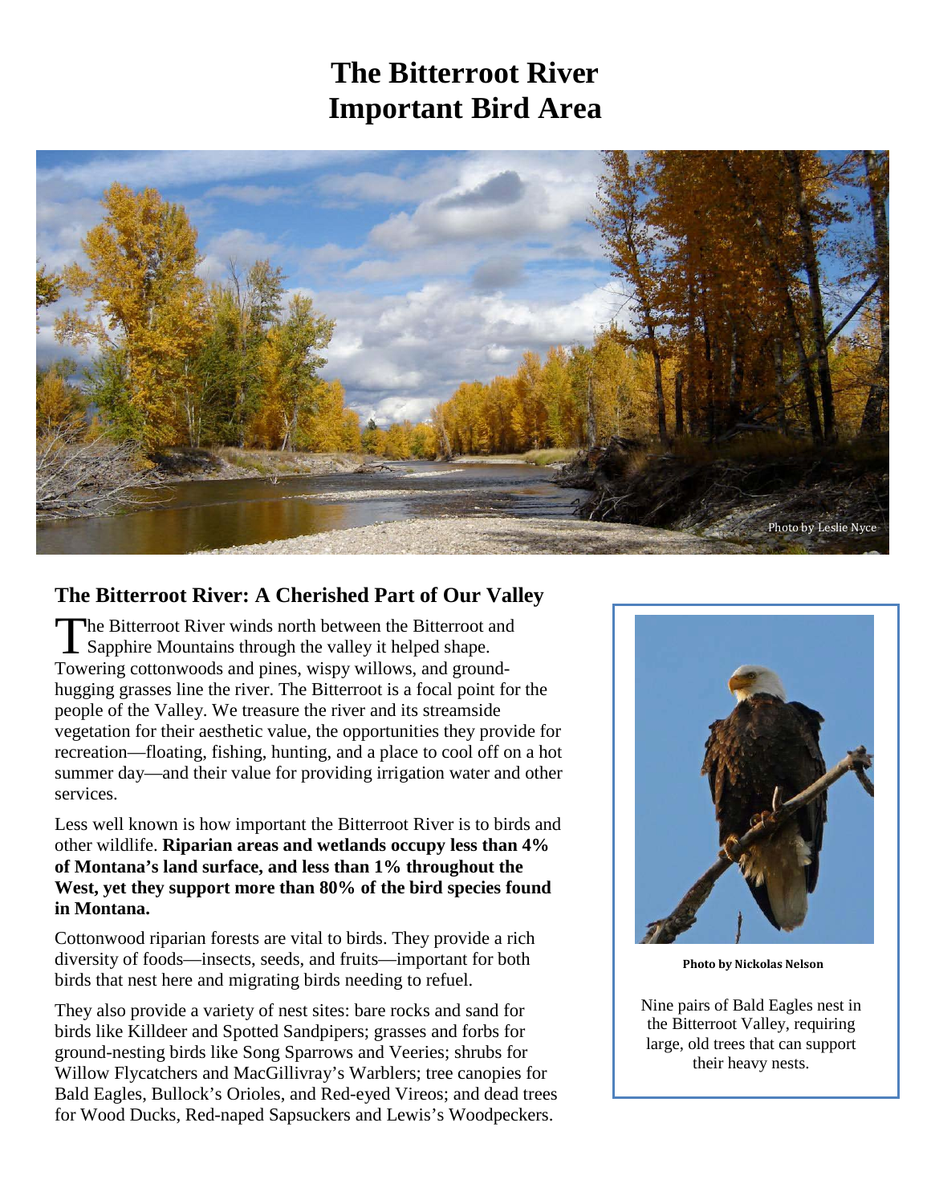# The Bitterroot River Important Bird Area

Photo by Leslie Nyce

## The Bitterroot River: A Cherished Part of Our Valley

The Bitterroot River winds north between the Bitterroot and Sapphire Mountains through the valley it helped shape. Towering cottonwoods and pines, wispy willows, and ground-hugging grasses line the river. The Bitterroot is a focal point for the people of the Valley. We treasure the river and its streamside vegetation for their aesthetic value, the opportunities they provide for recreation—floating, fishing, hunting, and a place to cool off on a hot summer day—and their value for providing irrigation water and other services.

Less well known is how important the Bitterroot River is to birds and other wildlife. **Riparian areas and wetlands occupy less than 4% of Montana's land surface, and less than 1% throughout the West, yet they support more than 80% of the bird species found in Montana.**

Cottonwood riparian forests are vital to birds. They provide a rich diversity of foods—insects, seeds, and fruits—important for both birds that nest here and migrating birds needing to refuel.

They also provide a variety of nest sites: bare rocks and sand for birds like Killdeer and Spotted Sandpipers; grasses and forbs for ground-nesting birds like Song Sparrows and Veeries; shrubs for Willow Flycatchers and MacGillivray's Warblers; tree canopies for Bald Eagles, Bullock's Orioles, and Red-eyed Vireos; and dead trees for Wood Ducks, Red-naped Sapsuckers and Lewis's Woodpeckers.

**Photo by Nickolas Nelson**

Nine pairs of Bald Eagles nest in the Bitterroot Valley, requiring large, old trees that can support their heavy nests.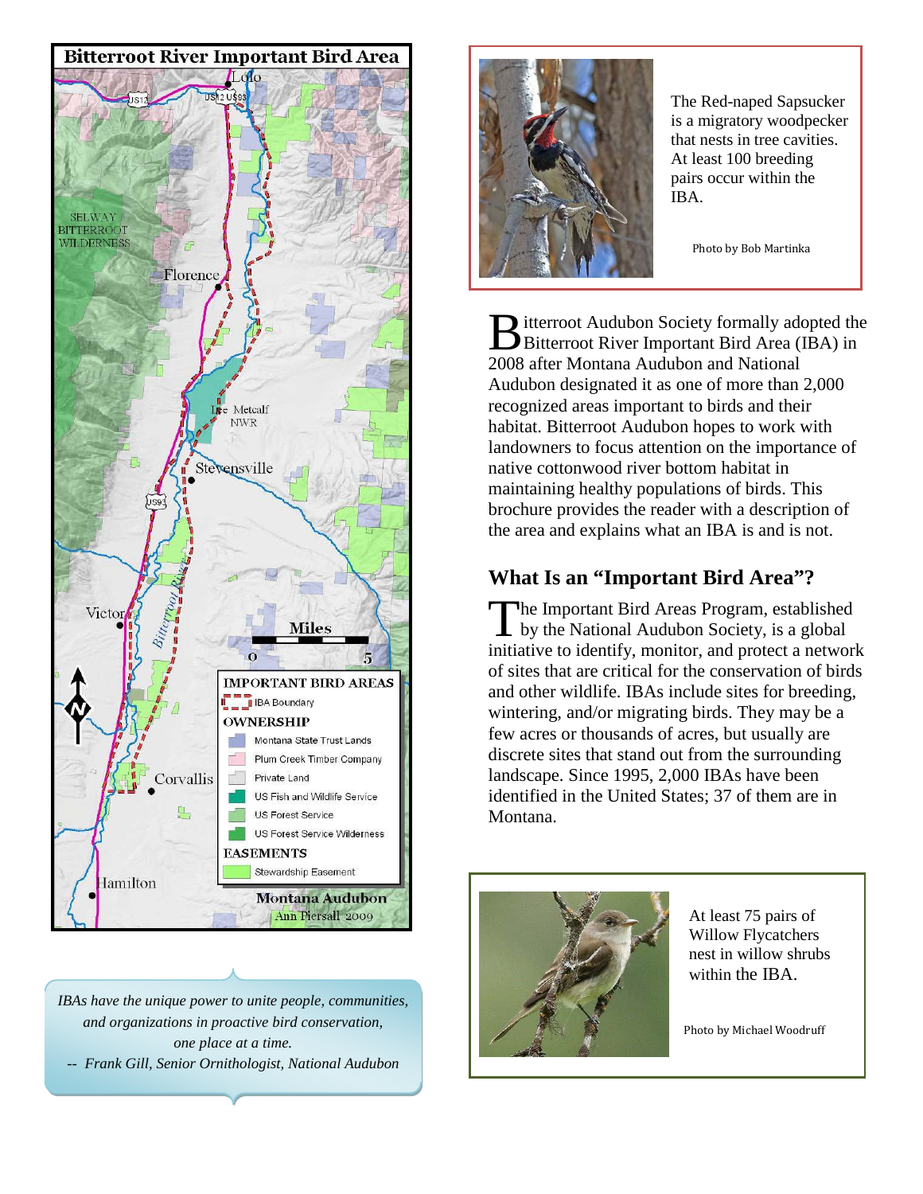## Bitterroot River Important Bird Area

IMPORTANT BIRD AREAS

- IBA Boundary

OWNERSHIP

- Montana State Trust Lands
- Plum Creek Timber Company
- Private Land
- US Fish and Wildlife Service
- US Forest Service
- US Forest Service Wilderness

EASEMENTS

- Stewardship Easement

Montana Audubon
Ann Piersall 2009

*IBAs have the unique power to unite people, communities, and organizations in proactive bird conservation, one place at a time.*
*-- Frank Gill, Senior Ornithologist, National Audubon*

The Red-naped Sapsucker is a migratory woodpecker that nests in tree cavities. At least 100 breeding pairs occur within the IBA.

Photo by Bob Martinka

Bitterroot Audubon Society formally adopted the Bitterroot River Important Bird Area (IBA) in 2008 after Montana Audubon and National Audubon designated it as one of more than 2,000 recognized areas important to birds and their habitat. Bitterroot Audubon hopes to work with landowners to focus attention on the importance of native cottonwood river bottom habitat in maintaining healthy populations of birds. This brochure provides the reader with a description of the area and explains what an IBA is and is not.

## What Is an "Important Bird Area"?

The Important Bird Areas Program, established by the National Audubon Society, is a global initiative to identify, monitor, and protect a network of sites that are critical for the conservation of birds and other wildlife. IBAs include sites for breeding, wintering, and/or migrating birds. They may be a few acres or thousands of acres, but usually are discrete sites that stand out from the surrounding landscape. Since 1995, 2,000 IBAs have been identified in the United States; 37 of them are in Montana.

At least 75 pairs of Willow Flycatchers nest in willow shrubs within the IBA.

Photo by Michael Woodruff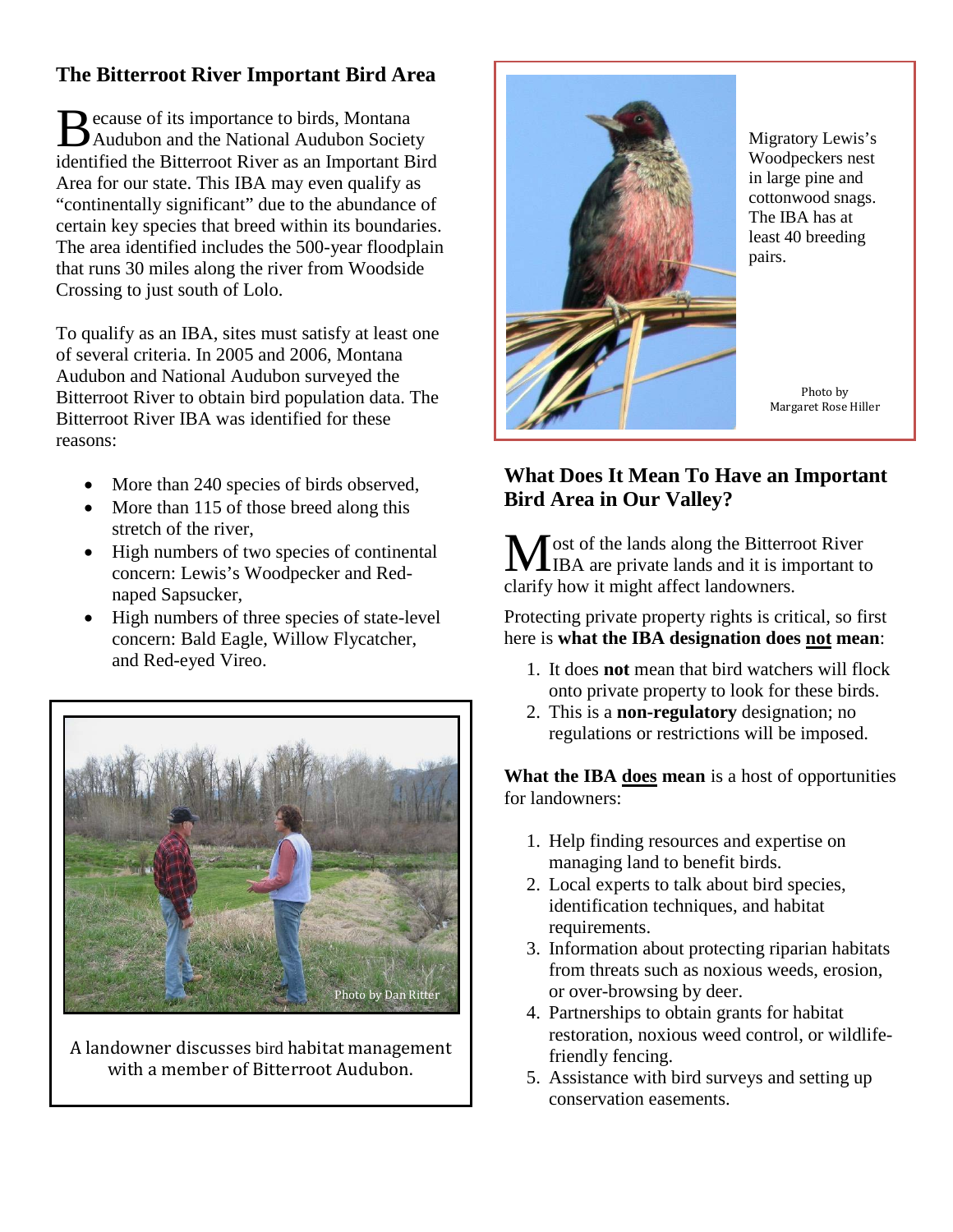## The Bitterroot River Important Bird Area

Because of its importance to birds, Montana Audubon and the National Audubon Society identified the Bitterroot River as an Important Bird Area for our state. This IBA may even qualify as "continentally significant" due to the abundance of certain key species that breed within its boundaries. The area identified includes the 500-year floodplain that runs 30 miles along the river from Woodside Crossing to just south of Lolo.

To qualify as an IBA, sites must satisfy at least one of several criteria. In 2005 and 2006, Montana Audubon and National Audubon surveyed the Bitterroot River to obtain bird population data. The Bitterroot River IBA was identified for these reasons:

- More than 240 species of birds observed,
- More than 115 of those breed along this stretch of the river,
- High numbers of two species of continental concern: Lewis's Woodpecker and Red-naped Sapsucker,
- High numbers of three species of state-level concern: Bald Eagle, Willow Flycatcher, and Red-eyed Vireo.

Photo by Dan Ritter

A landowner discusses bird habitat management with a member of Bitterroot Audubon.

Migratory Lewis's Woodpeckers nest in large pine and cottonwood snags. The IBA has at least 40 breeding pairs.

Photo by Margaret Rose Hiller

## What Does It Mean To Have an Important Bird Area in Our Valley?

Most of the lands along the Bitterroot River IBA are private lands and it is important to clarify how it might affect landowners.

Protecting private property rights is critical, so first here is **what the IBA designation does <u>not</u> mean**:

1. It does **not** mean that bird watchers will flock onto private property to look for these birds.
2. This is a **non-regulatory** designation; no regulations or restrictions will be imposed.

**What the IBA <u>does</u> mean** is a host of opportunities for landowners:

1. Help finding resources and expertise on managing land to benefit birds.
2. Local experts to talk about bird species, identification techniques, and habitat requirements.
3. Information about protecting riparian habitats from threats such as noxious weeds, erosion, or over-browsing by deer.
4. Partnerships to obtain grants for habitat restoration, noxious weed control, or wildlife-friendly fencing.
5. Assistance with bird surveys and setting up conservation easements.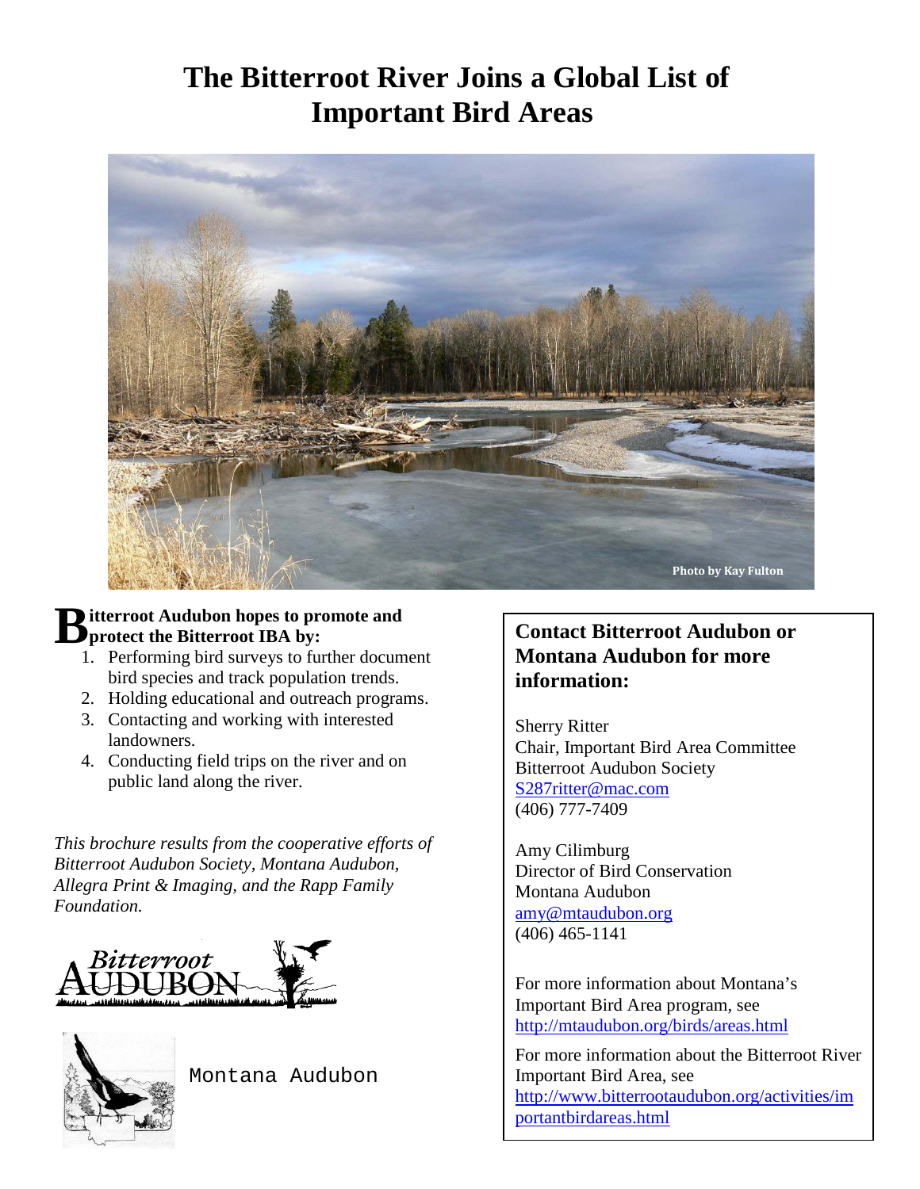# The Bitterroot River Joins a Global List of Important Bird Areas

Photo by Kay Fulton

**Bitterroot Audubon hopes to promote and protect the Bitterroot IBA by:**

1. Performing bird surveys to further document bird species and track population trends.
2. Holding educational and outreach programs.
3. Contacting and working with interested landowners.
4. Conducting field trips on the river and on public land along the river.

*This brochure results from the cooperative efforts of Bitterroot Audubon Society, Montana Audubon, Allegra Print & Imaging, and the Rapp Family Foundation.*

Bitterroot Audubon

Montana Audubon

## Contact Bitterroot Audubon or Montana Audubon for more information:

Sherry Ritter
Chair, Important Bird Area Committee
Bitterroot Audubon Society
S287ritter@mac.com
(406) 777-7409

Amy Cilimburg
Director of Bird Conservation
Montana Audubon
amy@mtaudubon.org
(406) 465-1141

For more information about Montana's Important Bird Area program, see http://mtaudubon.org/birds/areas.html

For more information about the Bitterroot River Important Bird Area, see http://www.bitterrootaudubon.org/activities/importantbirdareas.html